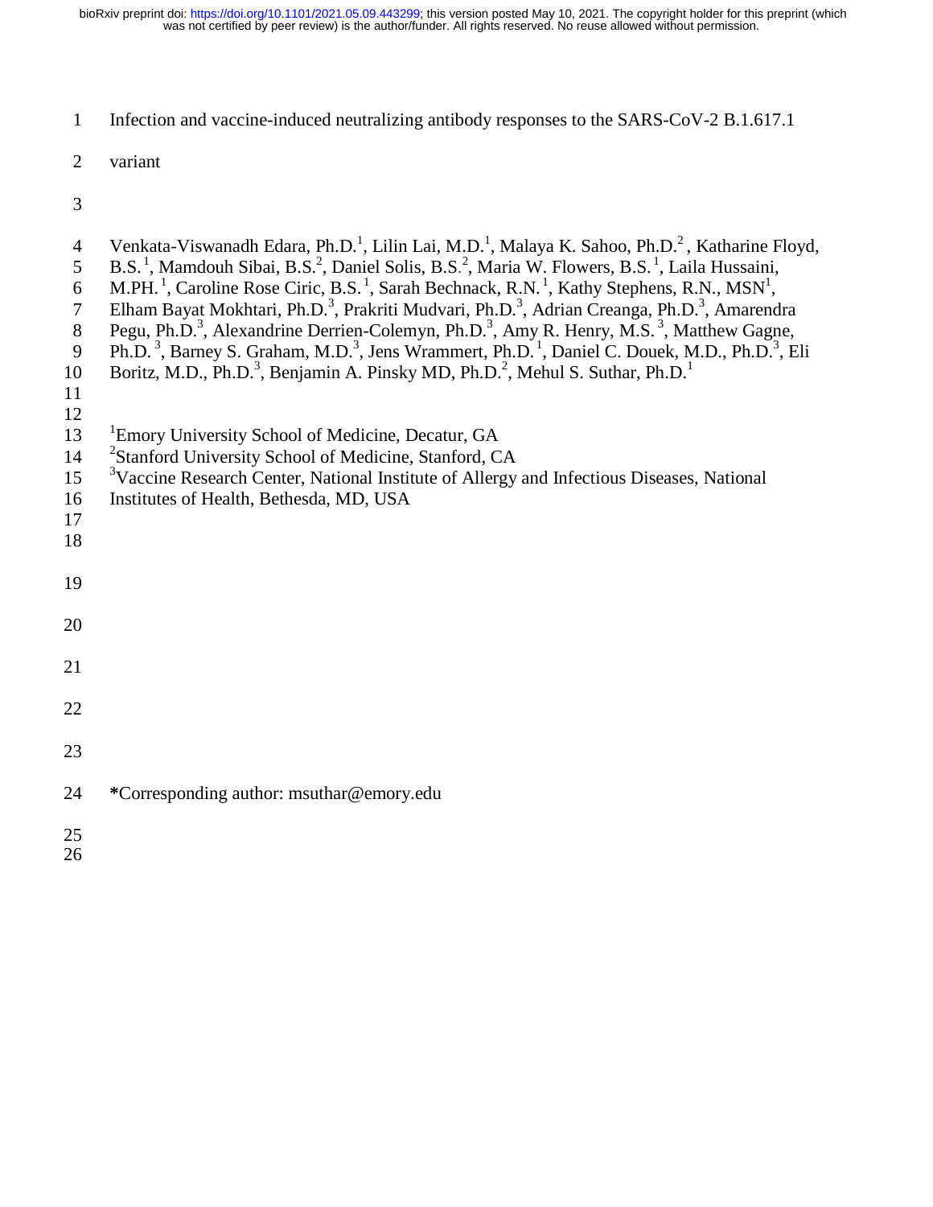# Infection and vaccine-induced neutralizing antibody responses to the SARS-CoV-2 B.1.617.1 variant

Venkata-Viswanadh Edara, Ph.D.[1], Lilin Lai, M.D.[1], Malaya K. Sahoo, Ph.D.[2], Katharine Floyd, B.S.[1], Mamdouh Sibai, B.S.[2], Daniel Solis, B.S.[2], Maria W. Flowers, B.S.[1], Laila Hussaini, M.PH.[1], Caroline Rose Ciric, B.S.[1], Sarah Bechnack, R.N.[1], Kathy Stephens, R.N., MSN[1], Elham Bayat Mokhtari, Ph.D.[3], Prakriti Mudvari, Ph.D.[3], Adrian Creanga, Ph.D.[3], Amarendra Pegu, Ph.D.[3], Alexandrine Derrien-Colemyn, Ph.D.[3], Amy R. Henry, M.S.[3], Matthew Gagne, Ph.D.[3], Barney S. Graham, M.D.[3], Jens Wrammert, Ph.D.[1], Daniel C. Douek, M.D., Ph.D.[3], Eli Boritz, M.D., Ph.D.[3], Benjamin A. Pinsky MD, Ph.D.[2], Mehul S. Suthar, Ph.D.[1]

[1]Emory University School of Medicine, Decatur, GA
[2]Stanford University School of Medicine, Stanford, CA
[3]Vaccine Research Center, National Institute of Allergy and Infectious Diseases, National Institutes of Health, Bethesda, MD, USA

**\***Corresponding author: msuthar@emory.edu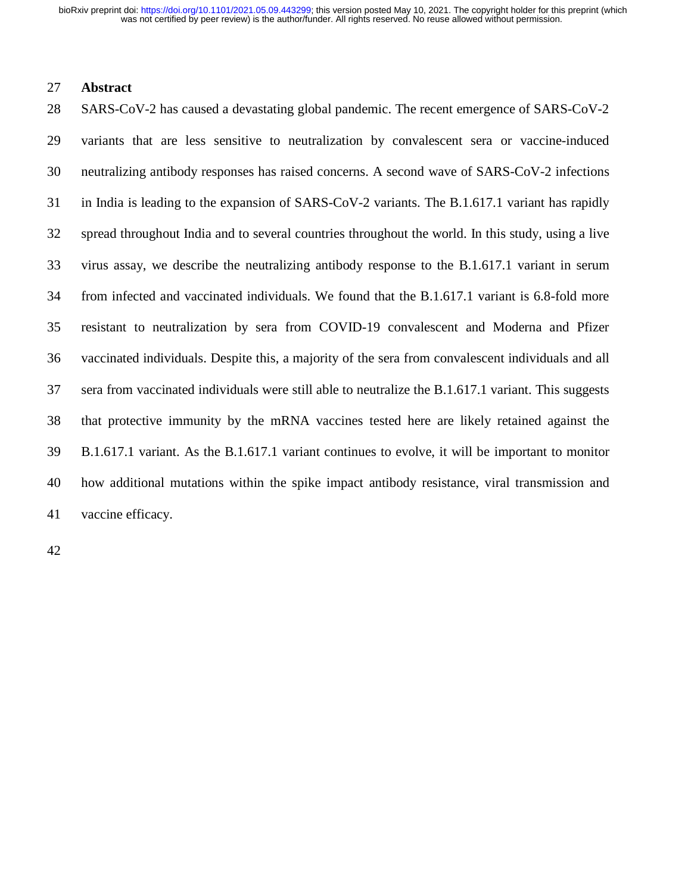## Abstract

SARS-CoV-2 has caused a devastating global pandemic. The recent emergence of SARS-CoV-2 variants that are less sensitive to neutralization by convalescent sera or vaccine-induced neutralizing antibody responses has raised concerns. A second wave of SARS-CoV-2 infections in India is leading to the expansion of SARS-CoV-2 variants. The B.1.617.1 variant has rapidly spread throughout India and to several countries throughout the world. In this study, using a live virus assay, we describe the neutralizing antibody response to the B.1.617.1 variant in serum from infected and vaccinated individuals. We found that the B.1.617.1 variant is 6.8-fold more resistant to neutralization by sera from COVID-19 convalescent and Moderna and Pfizer vaccinated individuals. Despite this, a majority of the sera from convalescent individuals and all sera from vaccinated individuals were still able to neutralize the B.1.617.1 variant. This suggests that protective immunity by the mRNA vaccines tested here are likely retained against the B.1.617.1 variant. As the B.1.617.1 variant continues to evolve, it will be important to monitor how additional mutations within the spike impact antibody resistance, viral transmission and vaccine efficacy.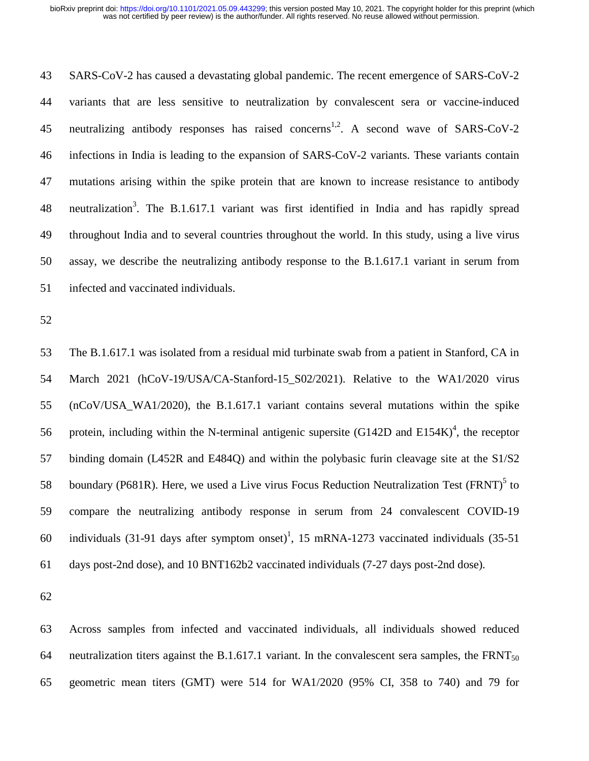SARS-CoV-2 has caused a devastating global pandemic. The recent emergence of SARS-CoV-2 variants that are less sensitive to neutralization by convalescent sera or vaccine-induced neutralizing antibody responses has raised concerns[1,2]. A second wave of SARS-CoV-2 infections in India is leading to the expansion of SARS-CoV-2 variants. These variants contain mutations arising within the spike protein that are known to increase resistance to antibody neutralization[3]. The B.1.617.1 variant was first identified in India and has rapidly spread throughout India and to several countries throughout the world. In this study, using a live virus assay, we describe the neutralizing antibody response to the B.1.617.1 variant in serum from infected and vaccinated individuals.

The B.1.617.1 was isolated from a residual mid turbinate swab from a patient in Stanford, CA in March 2021 (hCoV-19/USA/CA-Stanford-15_S02/2021). Relative to the WA1/2020 virus (nCoV/USA_WA1/2020), the B.1.617.1 variant contains several mutations within the spike protein, including within the N-terminal antigenic supersite (G142D and E154K)[4], the receptor binding domain (L452R and E484Q) and within the polybasic furin cleavage site at the S1/S2 boundary (P681R). Here, we used a Live virus Focus Reduction Neutralization Test (FRNT)[5] to compare the neutralizing antibody response in serum from 24 convalescent COVID-19 individuals (31-91 days after symptom onset)[1], 15 mRNA-1273 vaccinated individuals (35-51 days post-2nd dose), and 10 BNT162b2 vaccinated individuals (7-27 days post-2nd dose).

Across samples from infected and vaccinated individuals, all individuals showed reduced neutralization titers against the B.1.617.1 variant. In the convalescent sera samples, the $FRNT_{50}$ geometric mean titers (GMT) were 514 for WA1/2020 (95% CI, 358 to 740) and 79 for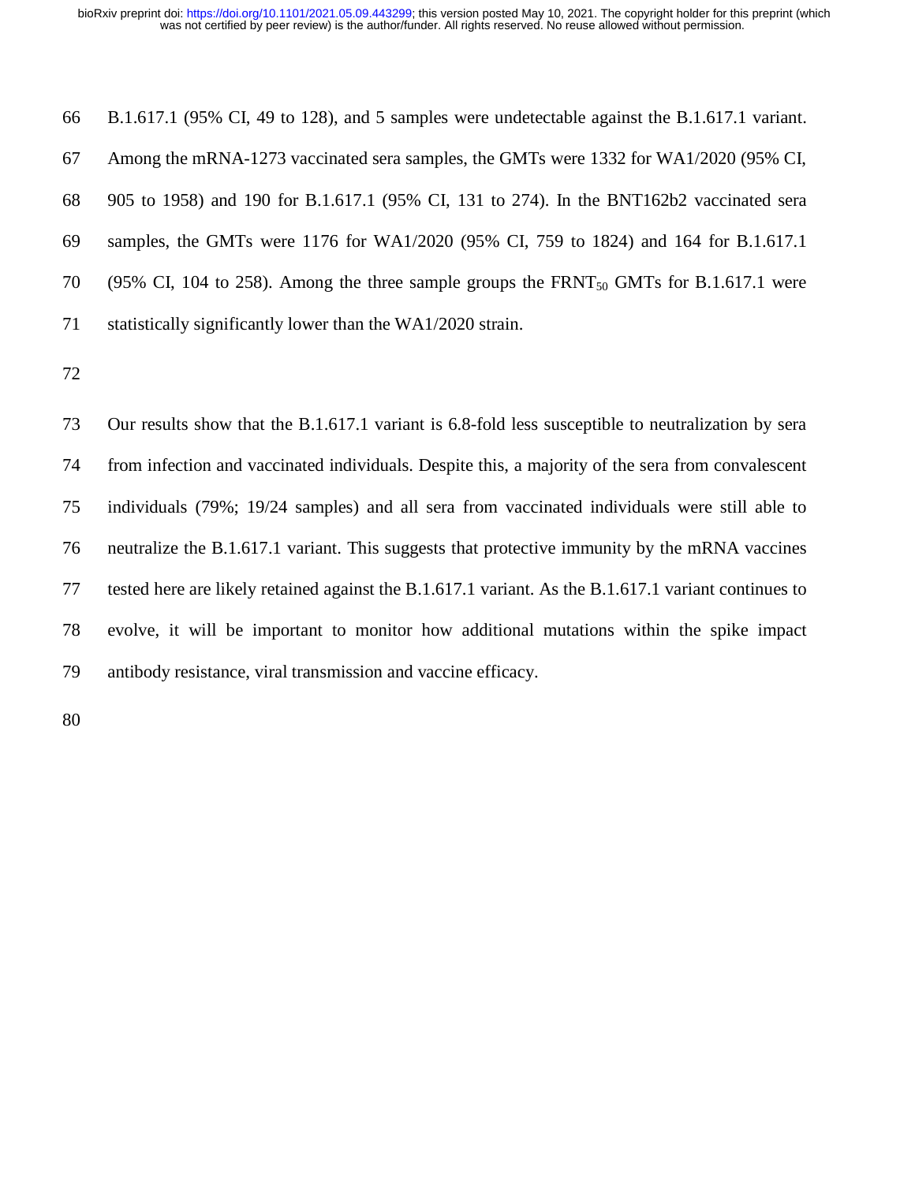B.1.617.1 (95% CI, 49 to 128), and 5 samples were undetectable against the B.1.617.1 variant. Among the mRNA-1273 vaccinated sera samples, the GMTs were 1332 for WA1/2020 (95% CI, 905 to 1958) and 190 for B.1.617.1 (95% CI, 131 to 274). In the BNT162b2 vaccinated sera samples, the GMTs were 1176 for WA1/2020 (95% CI, 759 to 1824) and 164 for B.1.617.1 (95% CI, 104 to 258). Among the three sample groups the $FRNT_{50}$ GMTs for B.1.617.1 were statistically significantly lower than the WA1/2020 strain.

Our results show that the B.1.617.1 variant is 6.8-fold less susceptible to neutralization by sera from infection and vaccinated individuals. Despite this, a majority of the sera from convalescent individuals (79%; 19/24 samples) and all sera from vaccinated individuals were still able to neutralize the B.1.617.1 variant. This suggests that protective immunity by the mRNA vaccines tested here are likely retained against the B.1.617.1 variant. As the B.1.617.1 variant continues to evolve, it will be important to monitor how additional mutations within the spike impact antibody resistance, viral transmission and vaccine efficacy.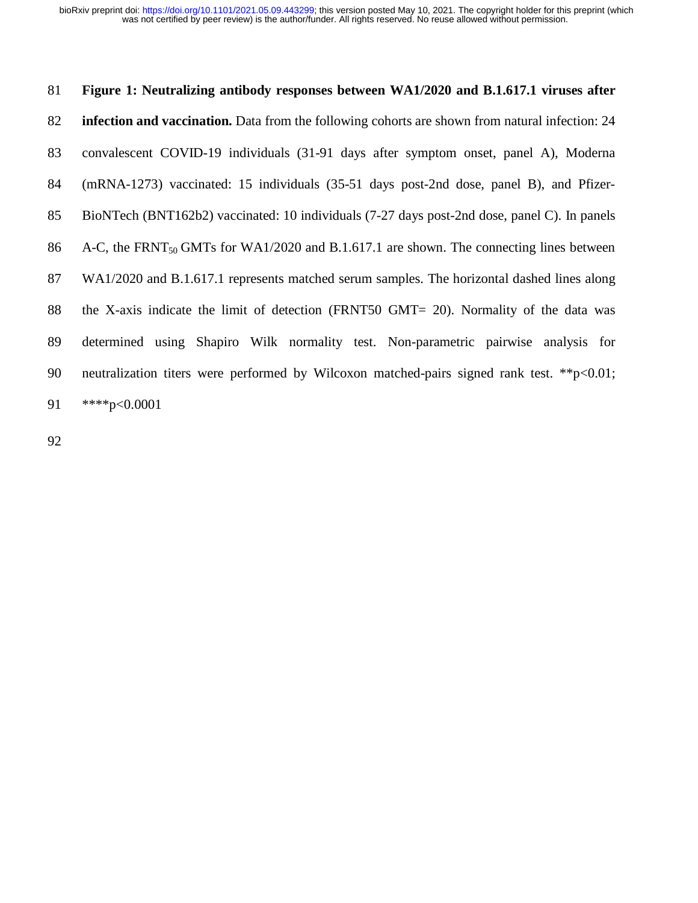**Figure 1: Neutralizing antibody responses between WA1/2020 and B.1.617.1 viruses after infection and vaccination.** Data from the following cohorts are shown from natural infection: 24 convalescent COVID-19 individuals (31-91 days after symptom onset, panel A), Moderna (mRNA-1273) vaccinated: 15 individuals (35-51 days post-2nd dose, panel B), and Pfizer-BioNTech (BNT162b2) vaccinated: 10 individuals (7-27 days post-2nd dose, panel C). In panels A-C, the $FRNT_{50}$ GMTs for WA1/2020 and B.1.617.1 are shown. The connecting lines between WA1/2020 and B.1.617.1 represents matched serum samples. The horizontal dashed lines along the X-axis indicate the limit of detection (FRNT50 GMT= 20). Normality of the data was determined using Shapiro Wilk normality test. Non-parametric pairwise analysis for neutralization titers were performed by Wilcoxon matched-pairs signed rank test. **$p<0.01$; ****$p<0.0001$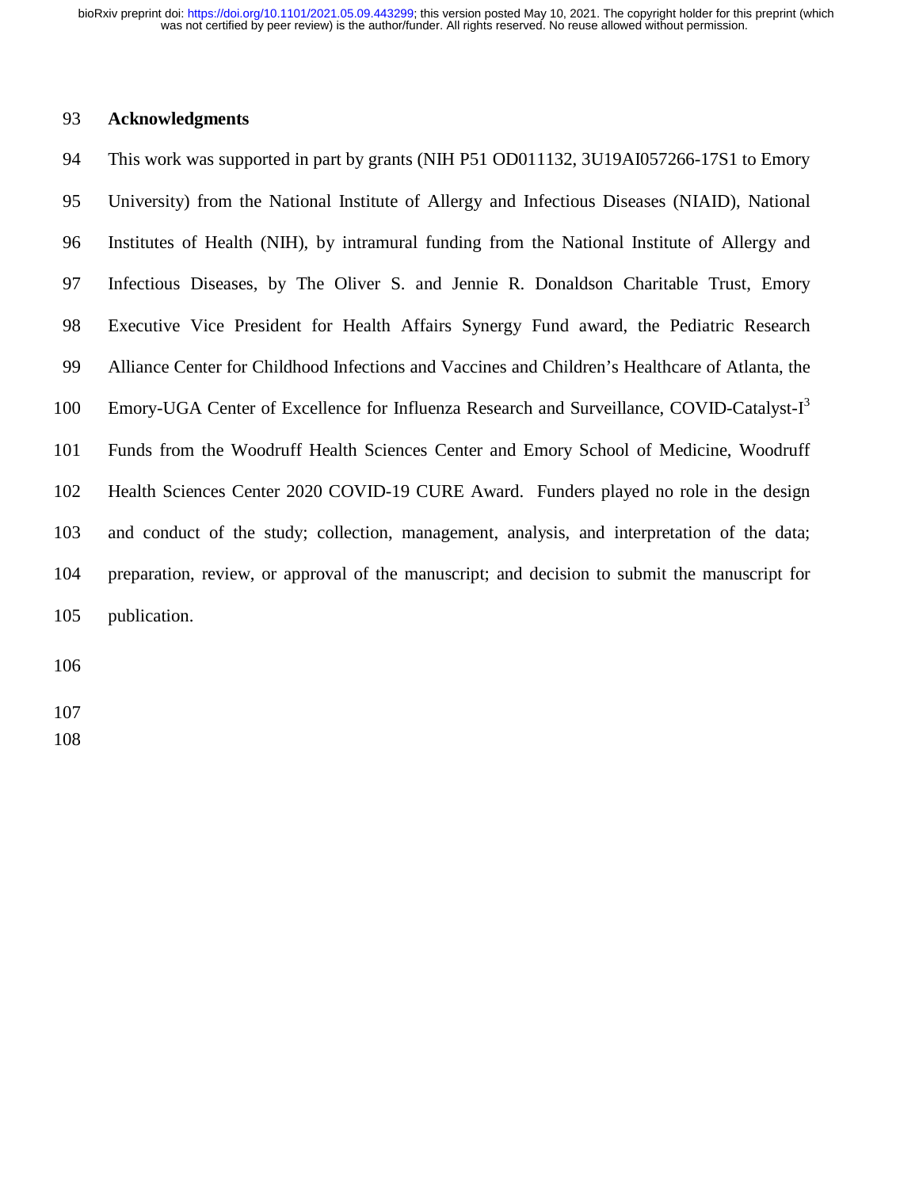## Acknowledgments

This work was supported in part by grants (NIH P51 OD011132, 3U19AI057266-17S1 to Emory University) from the National Institute of Allergy and Infectious Diseases (NIAID), National Institutes of Health (NIH), by intramural funding from the National Institute of Allergy and Infectious Diseases, by The Oliver S. and Jennie R. Donaldson Charitable Trust, Emory Executive Vice President for Health Affairs Synergy Fund award, the Pediatric Research Alliance Center for Childhood Infections and Vaccines and Children's Healthcare of Atlanta, the Emory-UGA Center of Excellence for Influenza Research and Surveillance, COVID-Catalyst-$I^3$ Funds from the Woodruff Health Sciences Center and Emory School of Medicine, Woodruff Health Sciences Center 2020 COVID-19 CURE Award. Funders played no role in the design and conduct of the study; collection, management, analysis, and interpretation of the data; preparation, review, or approval of the manuscript; and decision to submit the manuscript for publication.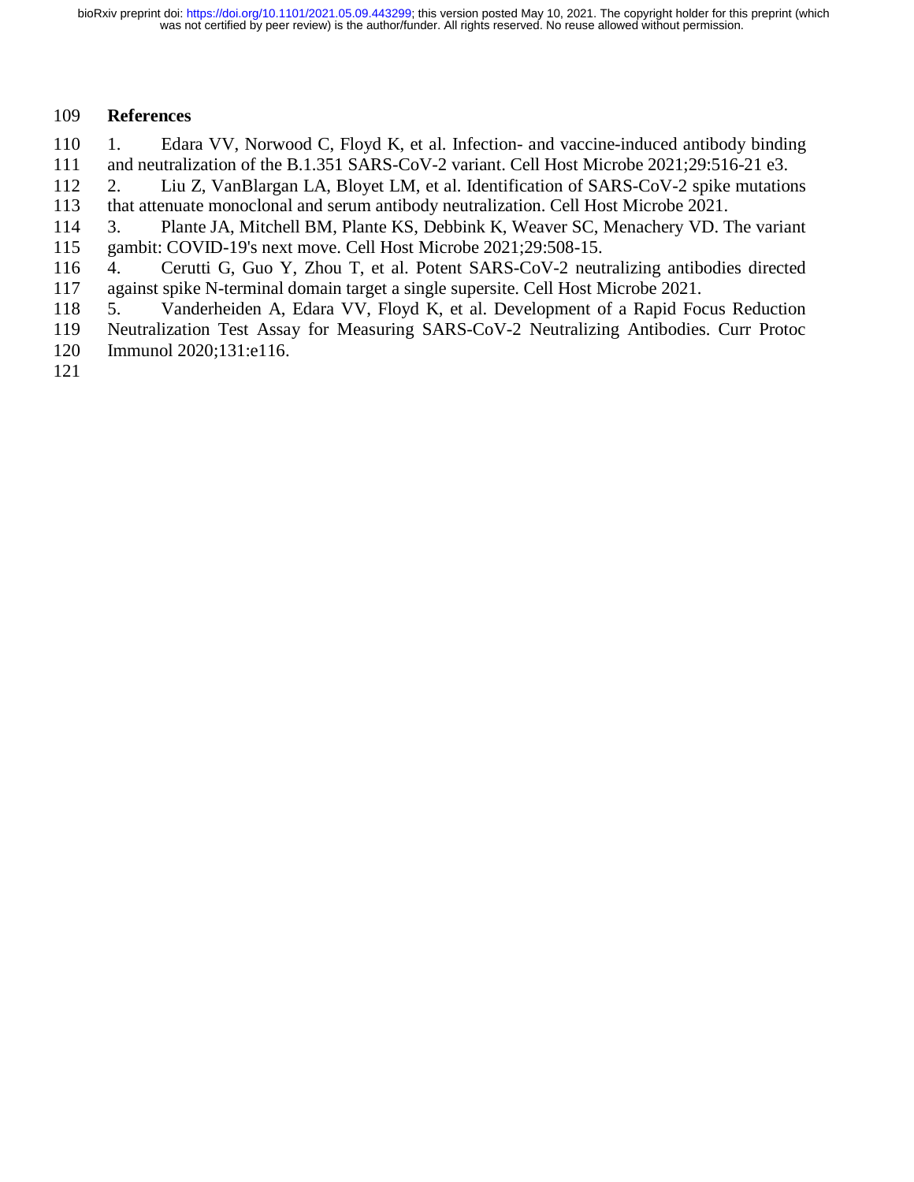## References

1. Edara VV, Norwood C, Floyd K, et al. Infection- and vaccine-induced antibody binding and neutralization of the B.1.351 SARS-CoV-2 variant. Cell Host Microbe 2021;29:516-21 e3.
2. Liu Z, VanBlargan LA, Bloyet LM, et al. Identification of SARS-CoV-2 spike mutations that attenuate monoclonal and serum antibody neutralization. Cell Host Microbe 2021.
3. Plante JA, Mitchell BM, Plante KS, Debbink K, Weaver SC, Menachery VD. The variant gambit: COVID-19's next move. Cell Host Microbe 2021;29:508-15.
4. Cerutti G, Guo Y, Zhou T, et al. Potent SARS-CoV-2 neutralizing antibodies directed against spike N-terminal domain target a single supersite. Cell Host Microbe 2021.
5. Vanderheiden A, Edara VV, Floyd K, et al. Development of a Rapid Focus Reduction Neutralization Test Assay for Measuring SARS-CoV-2 Neutralizing Antibodies. Curr Protoc Immunol 2020;131:e116.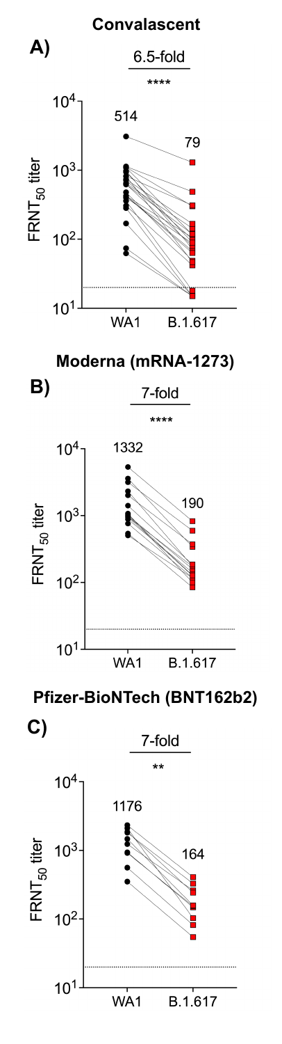**Convalascent**

**A)**

6.5-fold

****

514

79

$FRNT_{50}$ titer

$10^4$

$10^3$

$10^2$

$10^1$

WA1

B.1.617

**Moderna (mRNA-1273)**

**B)**

7-fold

****

1332

190

$FRNT_{50}$ titer

$10^4$

$10^3$

$10^2$

$10^1$

WA1

B.1.617

**Pfizer-BioNTech (BNT162b2)**

**C)**

7-fold

**

1176

164

$FRNT_{50}$ titer

$10^4$

$10^3$

$10^2$

$10^1$

WA1

B.1.617